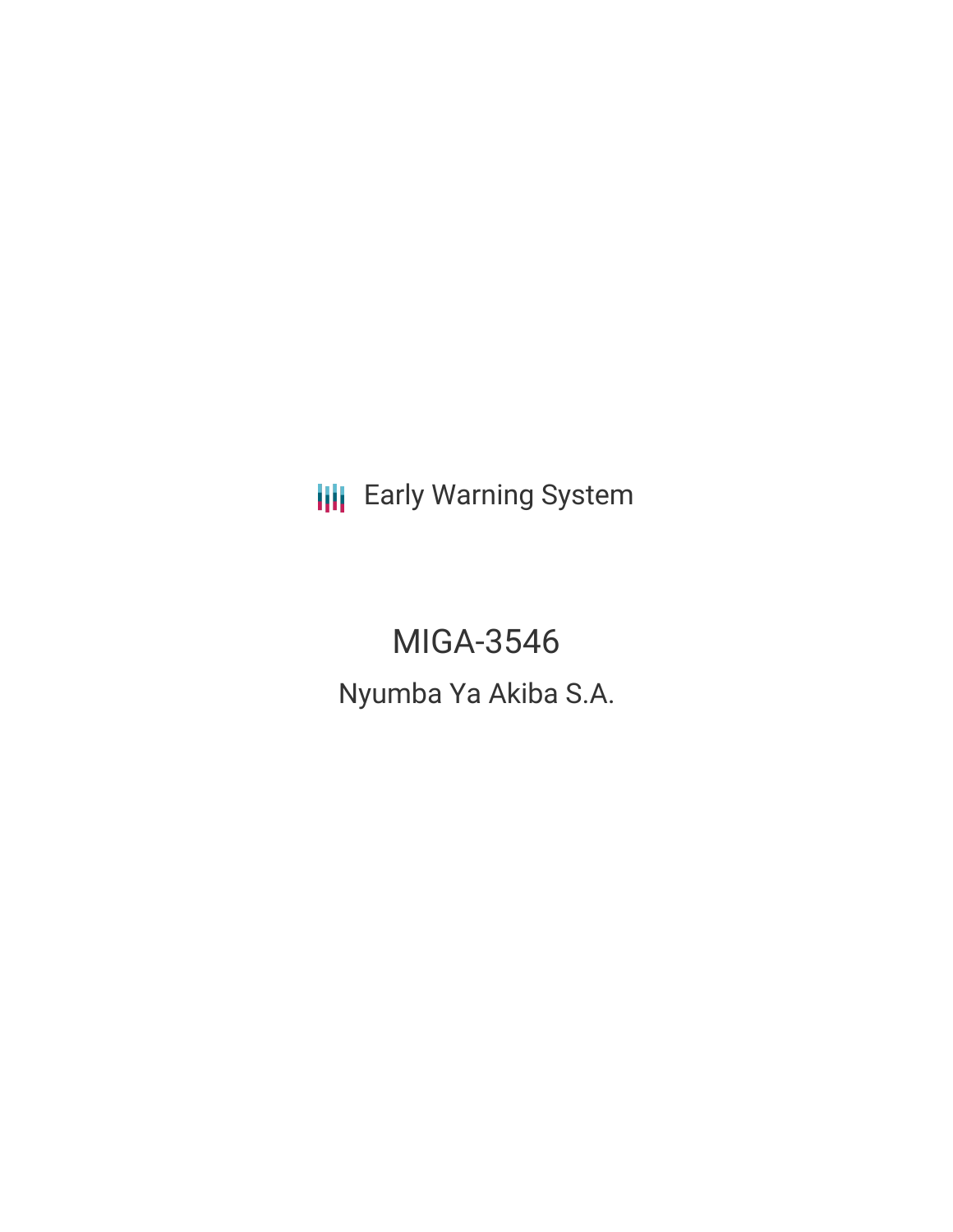Early Warning System

# MIGA-3546

## Nyumba Ya Akiba S.A.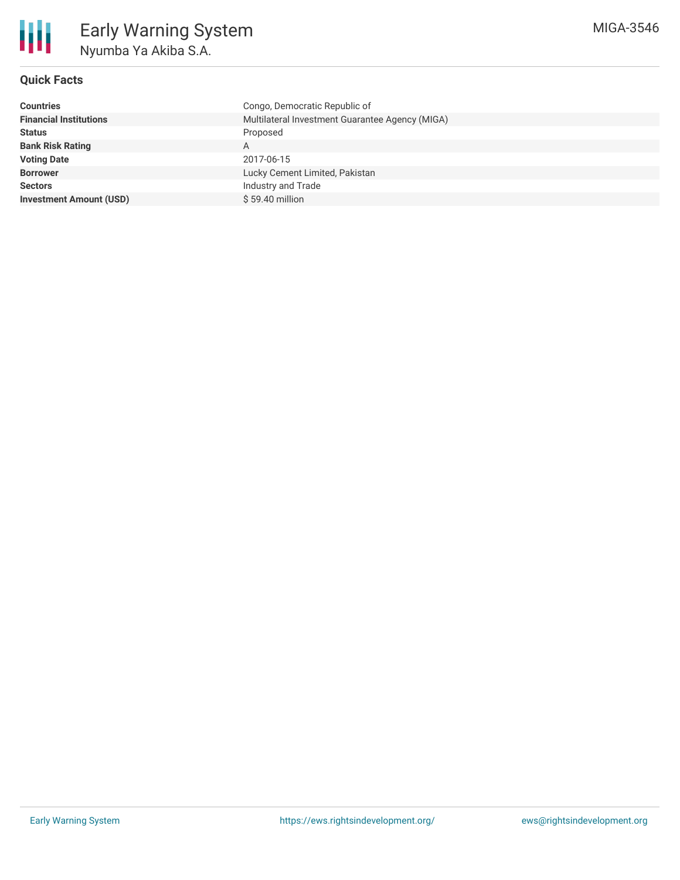# Early Warning System

## Nyumba Ya Akiba S.A.

MIGA-3546

### Quick Facts

| | |
|---|---|
| **Countries** | Congo, Democratic Republic of |
| **Financial Institutions** | Multilateral Investment Guarantee Agency (MIGA) |
| **Status** | Proposed |
| **Bank Risk Rating** | A |
| **Voting Date** | 2017-06-15 |
| **Borrower** | Lucky Cement Limited, Pakistan |
| **Sectors** | Industry and Trade |
| **Investment Amount (USD)** | $ 59.40 million |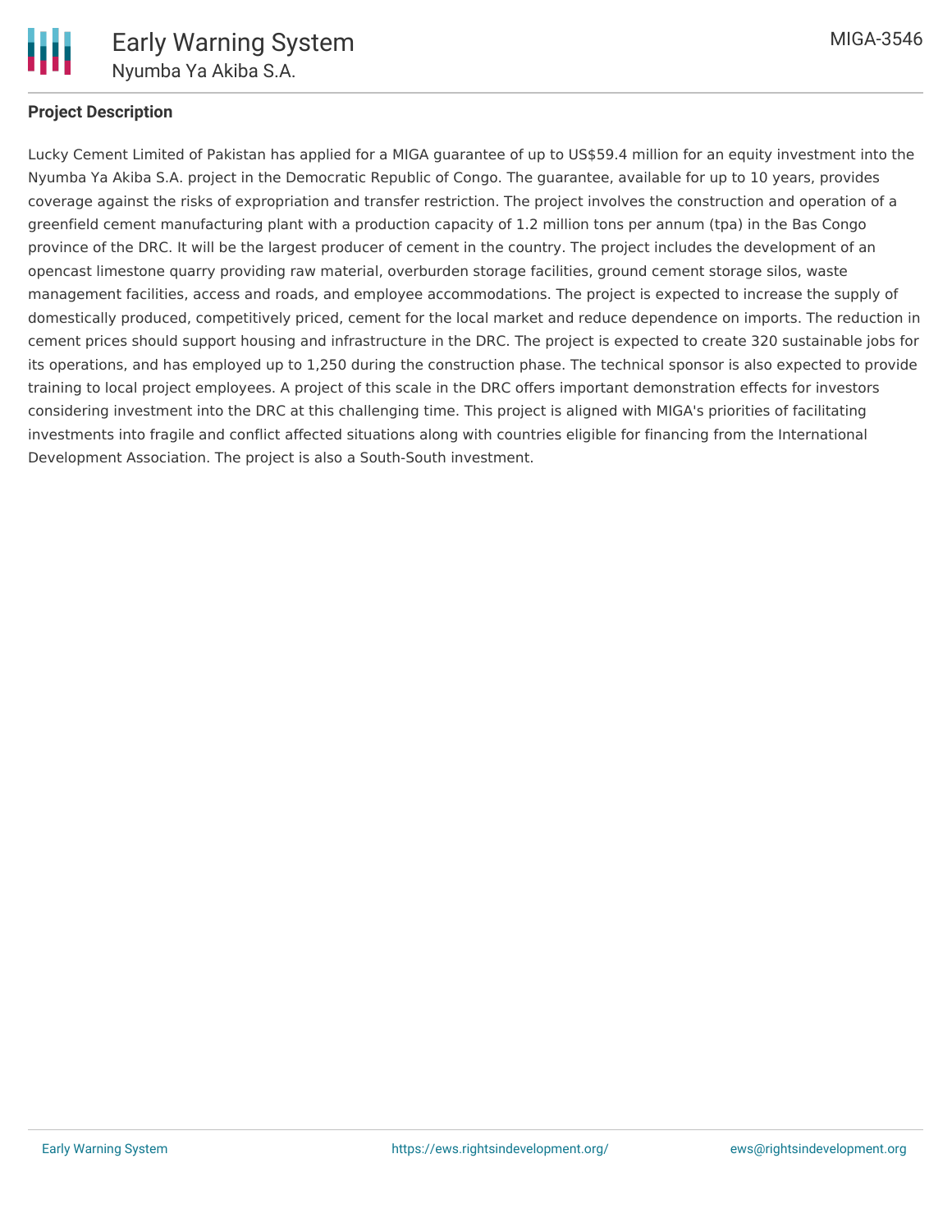### Project Description

Lucky Cement Limited of Pakistan has applied for a MIGA guarantee of up to US$59.4 million for an equity investment into the Nyumba Ya Akiba S.A. project in the Democratic Republic of Congo. The guarantee, available for up to 10 years, provides coverage against the risks of expropriation and transfer restriction. The project involves the construction and operation of a greenfield cement manufacturing plant with a production capacity of 1.2 million tons per annum (tpa) in the Bas Congo province of the DRC. It will be the largest producer of cement in the country. The project includes the development of an opencast limestone quarry providing raw material, overburden storage facilities, ground cement storage silos, waste management facilities, access and roads, and employee accommodations. The project is expected to increase the supply of domestically produced, competitively priced, cement for the local market and reduce dependence on imports. The reduction in cement prices should support housing and infrastructure in the DRC. The project is expected to create 320 sustainable jobs for its operations, and has employed up to 1,250 during the construction phase. The technical sponsor is also expected to provide training to local project employees. A project of this scale in the DRC offers important demonstration effects for investors considering investment into the DRC at this challenging time. This project is aligned with MIGA's priorities of facilitating investments into fragile and conflict affected situations along with countries eligible for financing from the International Development Association. The project is also a South-South investment.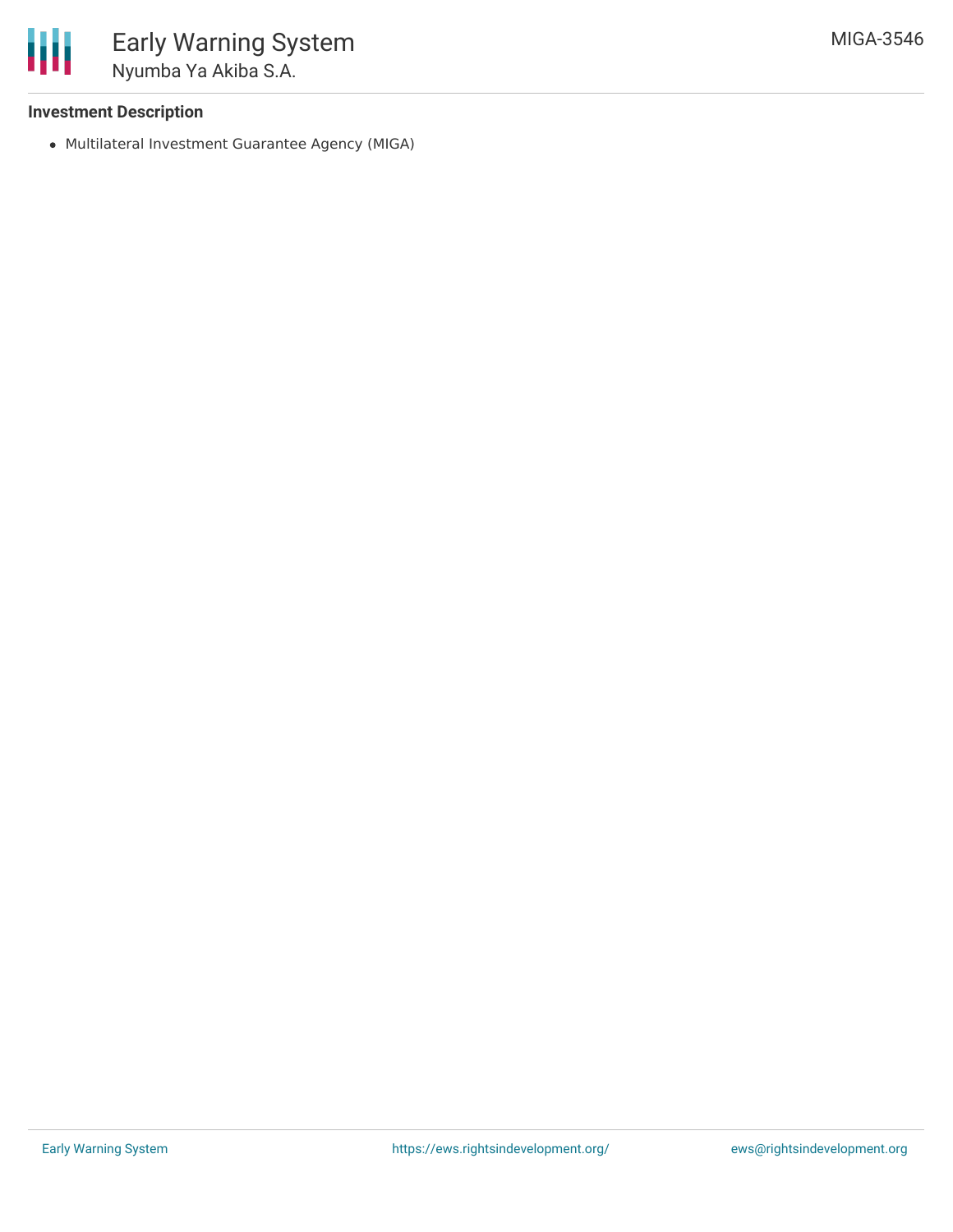**Investment Description**

- Multilateral Investment Guarantee Agency (MIGA)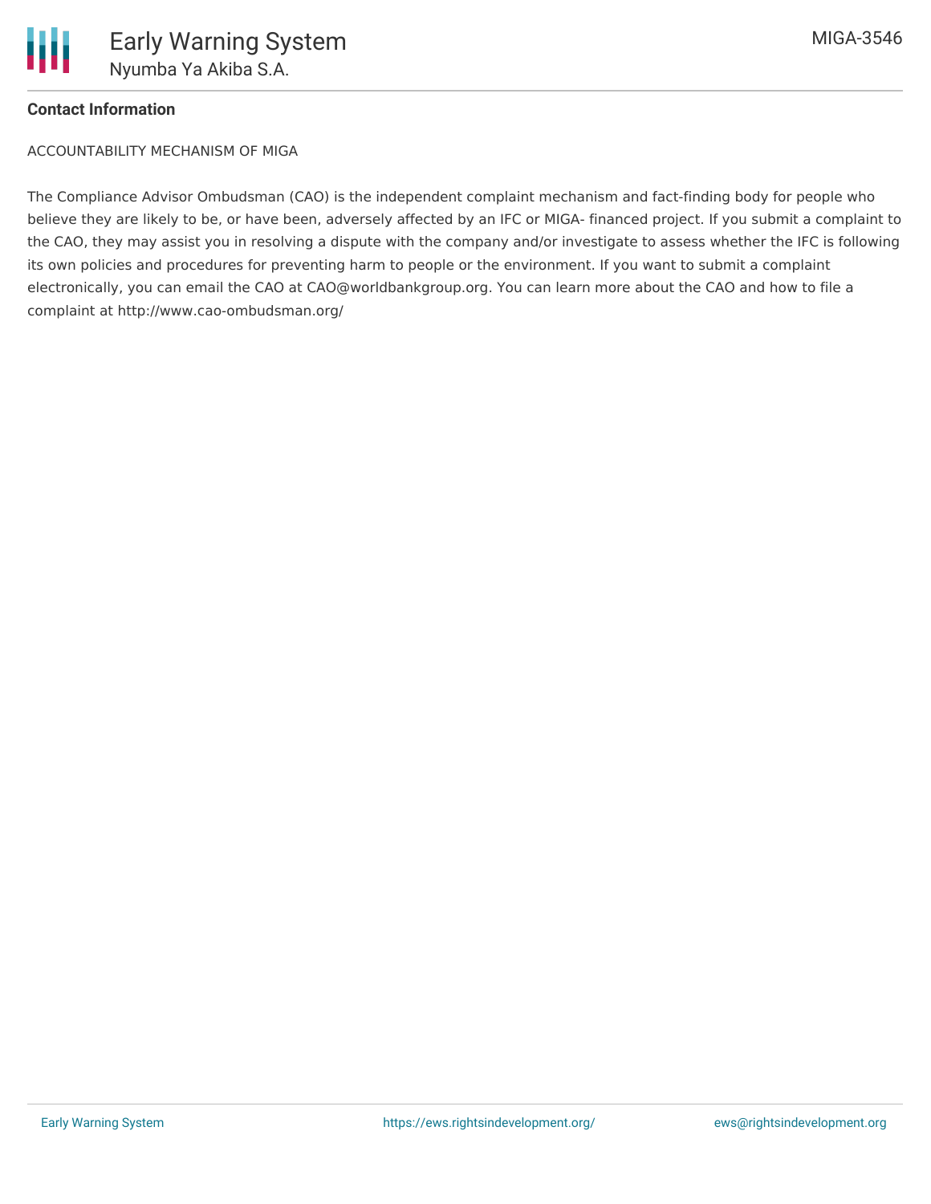**Contact Information**

ACCOUNTABILITY MECHANISM OF MIGA

The Compliance Advisor Ombudsman (CAO) is the independent complaint mechanism and fact-finding body for people who believe they are likely to be, or have been, adversely affected by an IFC or MIGA- financed project. If you submit a complaint to the CAO, they may assist you in resolving a dispute with the company and/or investigate to assess whether the IFC is following its own policies and procedures for preventing harm to people or the environment. If you want to submit a complaint electronically, you can email the CAO at CAO@worldbankgroup.org. You can learn more about the CAO and how to file a complaint at http://www.cao-ombudsman.org/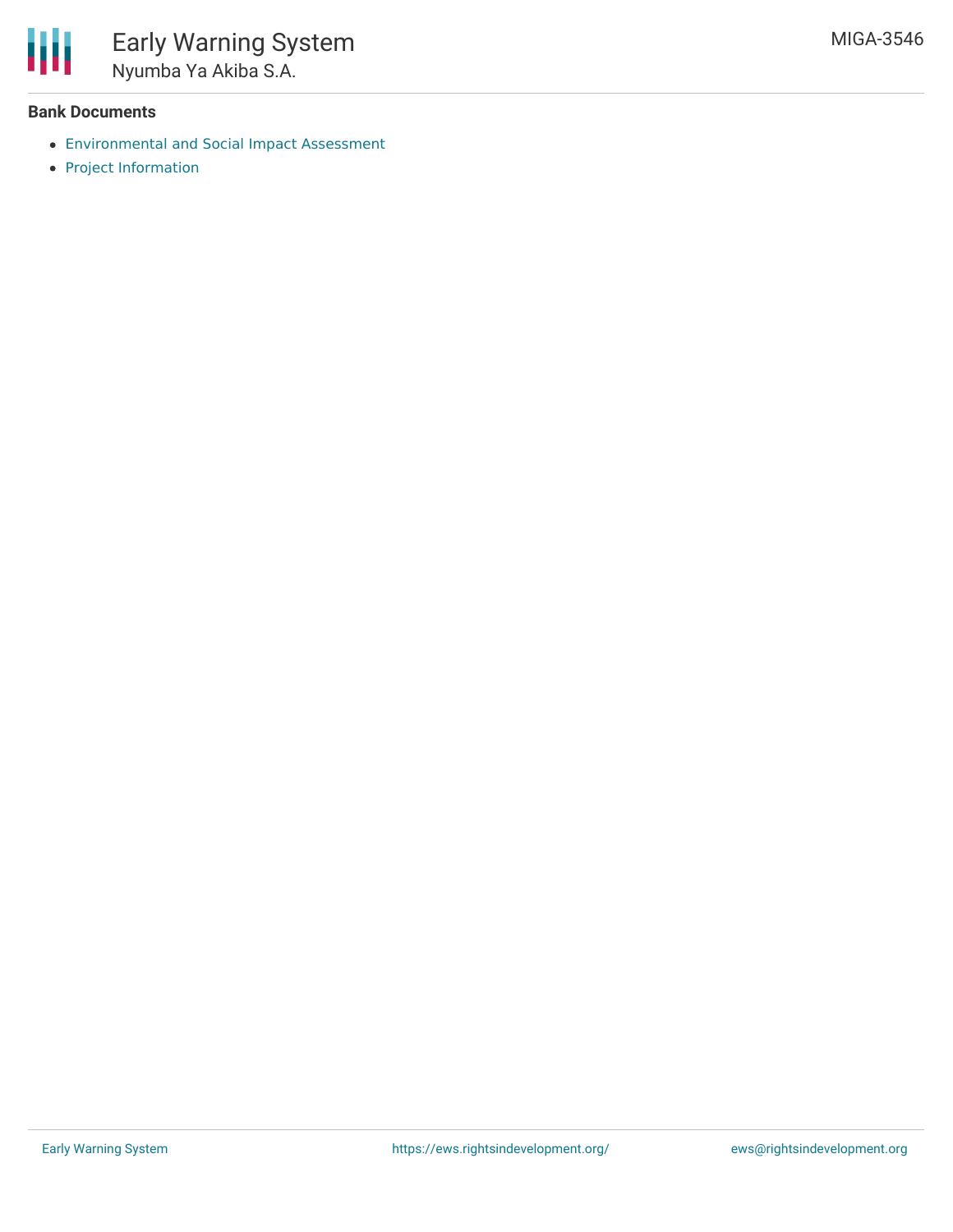**Bank Documents**

- Environmental and Social Impact Assessment
- Project Information